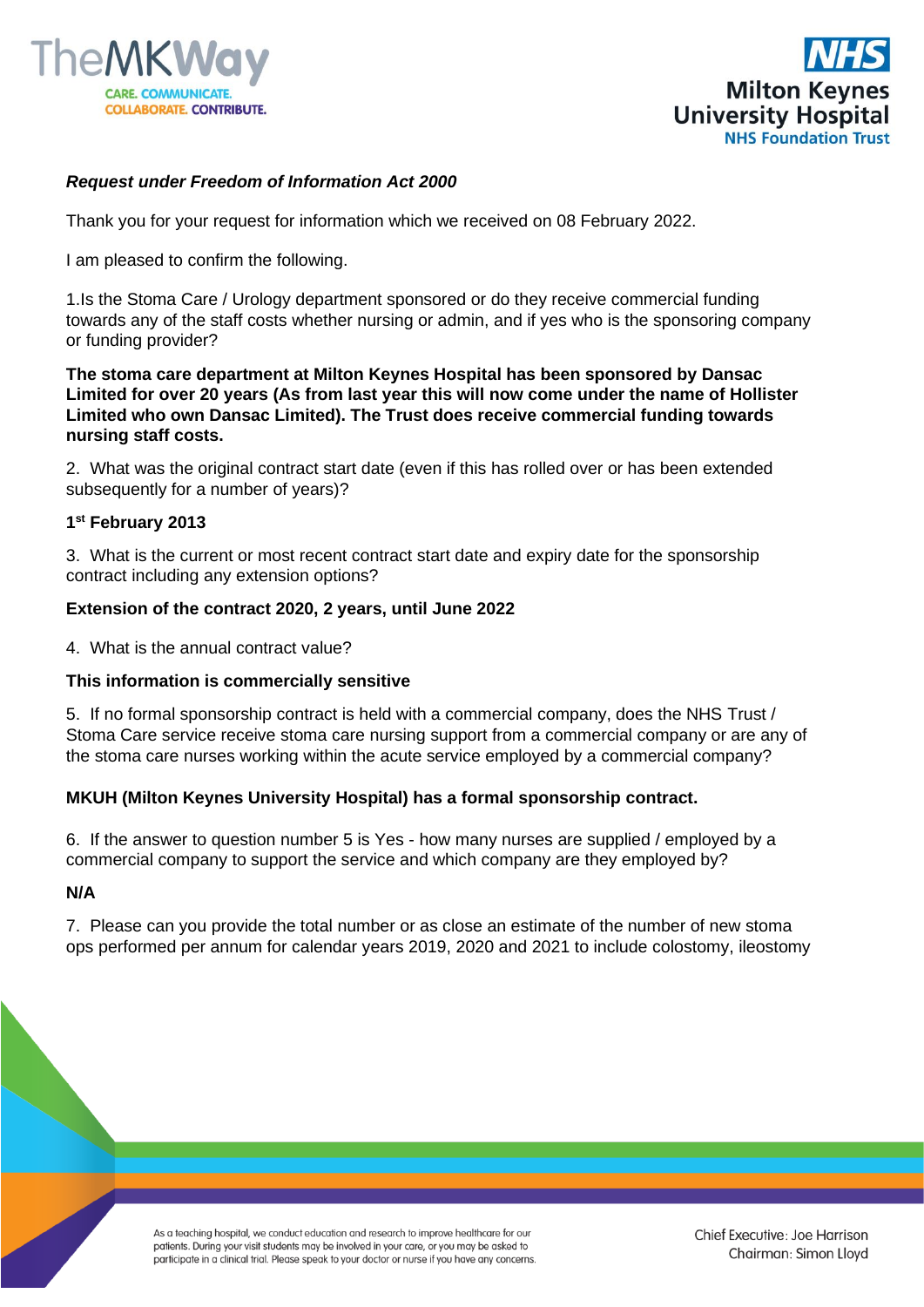*Request under Freedom of Information Act 2000*

Thank you for your request for information which we received on 08 February 2022.

I am pleased to confirm the following.

1.Is the Stoma Care / Urology department sponsored or do they receive commercial funding towards any of the staff costs whether nursing or admin, and if yes who is the sponsoring company or funding provider?

**The stoma care department at Milton Keynes Hospital has been sponsored by Dansac Limited for over 20 years (As from last year this will now come under the name of Hollister Limited who own Dansac Limited). The Trust does receive commercial funding towards nursing staff costs.**

2. What was the original contract start date (even if this has rolled over or has been extended subsequently for a number of years)?

**1st February 2013**

3. What is the current or most recent contract start date and expiry date for the sponsorship contract including any extension options?

**Extension of the contract 2020, 2 years, until June 2022**

4. What is the annual contract value?

**This information is commercially sensitive**

5. If no formal sponsorship contract is held with a commercial company, does the NHS Trust / Stoma Care service receive stoma care nursing support from a commercial company or are any of the stoma care nurses working within the acute service employed by a commercial company?

**MKUH (Milton Keynes University Hospital) has a formal sponsorship contract.**

6. If the answer to question number 5 is Yes - how many nurses are supplied / employed by a commercial company to support the service and which company are they employed by?

**N/A**

7. Please can you provide the total number or as close an estimate of the number of new stoma ops performed per annum for calendar years 2019, 2020 and 2021 to include colostomy, ileostomy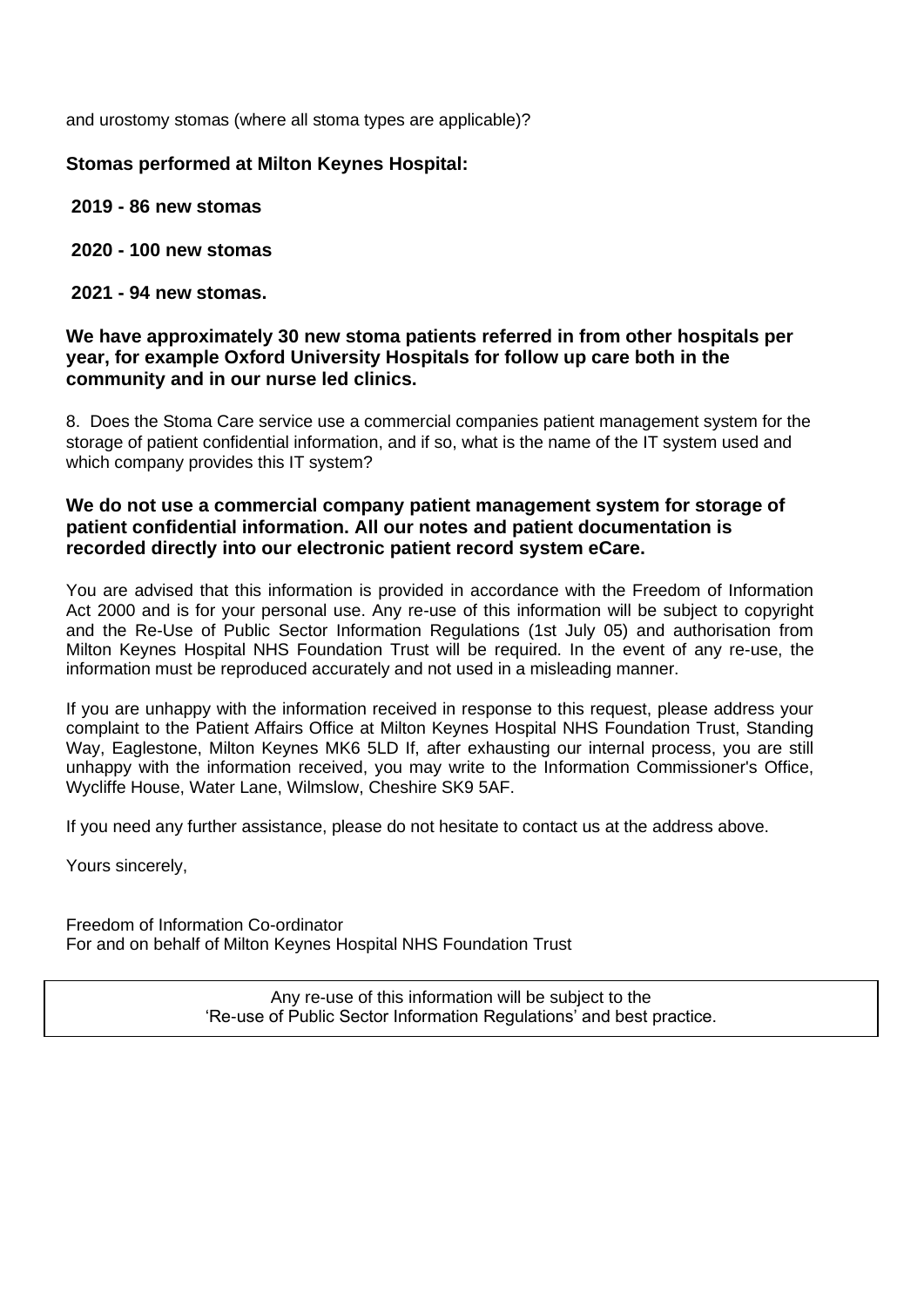and urostomy stomas (where all stoma types are applicable)?

**Stomas performed at Milton Keynes Hospital:**

**2019 - 86 new stomas**

**2020 - 100 new stomas**

**2021 - 94 new stomas.**

**We have approximately 30 new stoma patients referred in from other hospitals per year, for example Oxford University Hospitals for follow up care both in the community and in our nurse led clinics.**

8. Does the Stoma Care service use a commercial companies patient management system for the storage of patient confidential information, and if so, what is the name of the IT system used and which company provides this IT system?

**We do not use a commercial company patient management system for storage of patient confidential information. All our notes and patient documentation is recorded directly into our electronic patient record system eCare.**

You are advised that this information is provided in accordance with the Freedom of Information Act 2000 and is for your personal use. Any re-use of this information will be subject to copyright and the Re-Use of Public Sector Information Regulations (1st July 05) and authorisation from Milton Keynes Hospital NHS Foundation Trust will be required. In the event of any re-use, the information must be reproduced accurately and not used in a misleading manner.

If you are unhappy with the information received in response to this request, please address your complaint to the Patient Affairs Office at Milton Keynes Hospital NHS Foundation Trust, Standing Way, Eaglestone, Milton Keynes MK6 5LD If, after exhausting our internal process, you are still unhappy with the information received, you may write to the Information Commissioner's Office, Wycliffe House, Water Lane, Wilmslow, Cheshire SK9 5AF.

If you need any further assistance, please do not hesitate to contact us at the address above.

Yours sincerely,

Freedom of Information Co-ordinator
For and on behalf of Milton Keynes Hospital NHS Foundation Trust

Any re-use of this information will be subject to the
'Re-use of Public Sector Information Regulations' and best practice.